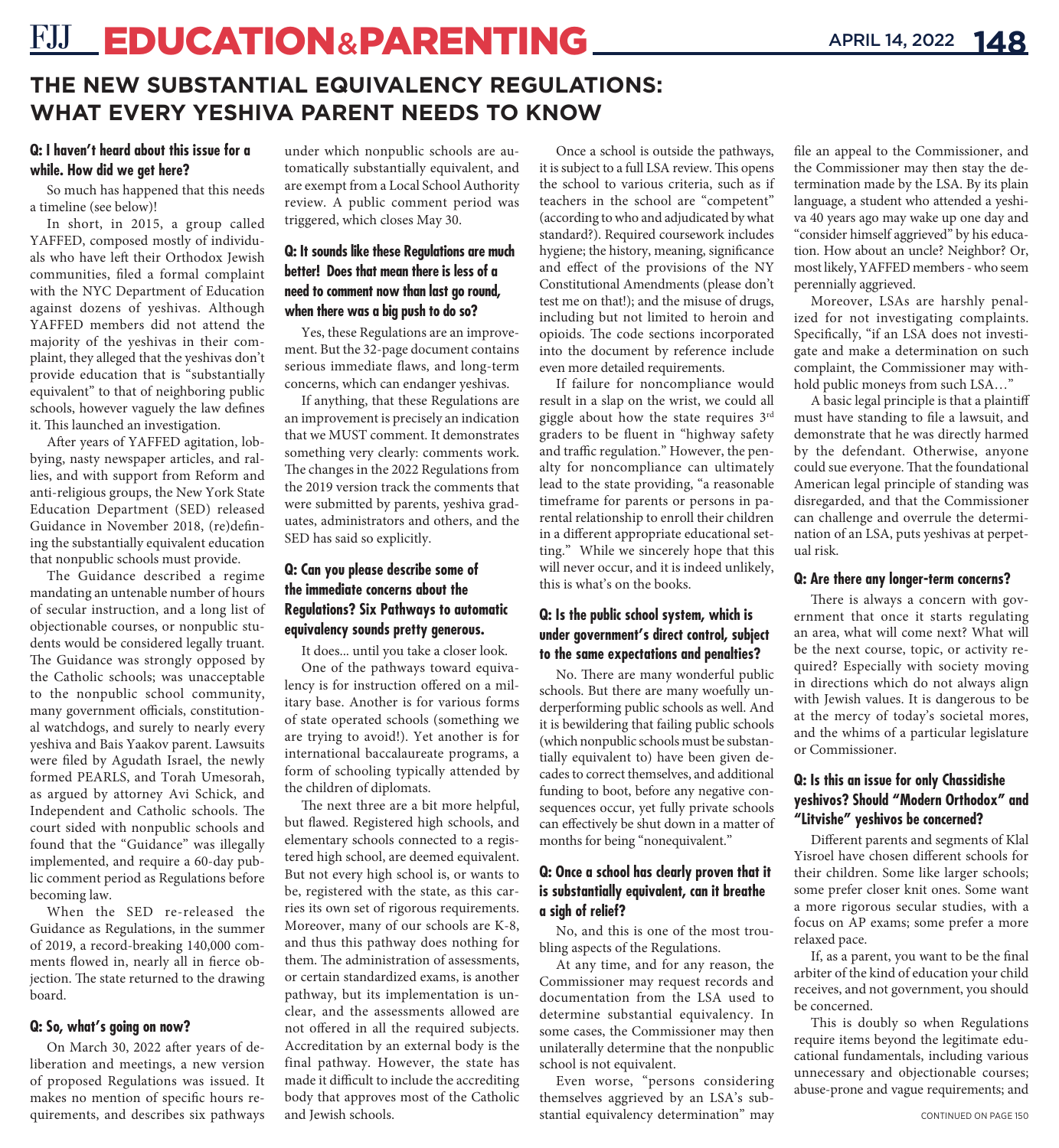# THE NEW SUBSTANTIAL EQUIVALENCY REGULATIONS: WHAT EVERY YESHIVA PARENT NEEDS TO KNOW

**Q: I haven't heard about this issue for a while. How did we get here?**

So much has happened that this needs a timeline (see below)!

In short, in 2015, a group called YAFFED, composed mostly of individuals who have left their Orthodox Jewish communities, filed a formal complaint with the NYC Department of Education against dozens of yeshivas. Although YAFFED members did not attend the majority of the yeshivas in their complaint, they alleged that the yeshivas don't provide education that is "substantially equivalent" to that of neighboring public schools, however vaguely the law defines it. This launched an investigation.

After years of YAFFED agitation, lobbying, nasty newspaper articles, and rallies, and with support from Reform and anti-religious groups, the New York State Education Department (SED) released Guidance in November 2018, (re)defining the substantially equivalent education that nonpublic schools must provide.

The Guidance described a regime mandating an untenable number of hours of secular instruction, and a long list of objectionable courses, or nonpublic students would be considered legally truant. The Guidance was strongly opposed by the Catholic schools; was unacceptable to the nonpublic school community, many government officials, constitutional watchdogs, and surely to nearly every yeshiva and Bais Yaakov parent. Lawsuits were filed by Agudath Israel, the newly formed PEARLS, and Torah Umesorah, as argued by attorney Avi Schick, and Independent and Catholic schools. The court sided with nonpublic schools and found that the "Guidance" was illegally implemented, and require a 60-day public comment period as Regulations before becoming law.

When the SED re-released the Guidance as Regulations, in the summer of 2019, a record-breaking 140,000 comments flowed in, nearly all in fierce objection. The state returned to the drawing board.

**Q: So, what's going on now?**

On March 30, 2022 after years of deliberation and meetings, a new version of proposed Regulations was issued. It makes no mention of specific hours requirements, and describes six pathways under which nonpublic schools are automatically substantially equivalent, and are exempt from a Local School Authority review. A public comment period was triggered, which closes May 30.

**Q: It sounds like these Regulations are much better! Does that mean there is less of a need to comment now than last go round, when there was a big push to do so?**

Yes, these Regulations are an improvement. But the 32-page document contains serious immediate flaws, and long-term concerns, which can endanger yeshivas.

If anything, that these Regulations are an improvement is precisely an indication that we MUST comment. It demonstrates something very clearly: comments work. The changes in the 2022 Regulations from the 2019 version track the comments that were submitted by parents, yeshiva graduates, administrators and others, and the SED has said so explicitly.

**Q: Can you please describe some of the immediate concerns about the Regulations? Six Pathways to automatic equivalency sounds pretty generous.**

It does... until you take a closer look.

One of the pathways toward equivalency is for instruction offered on a military base. Another is for various forms of state operated schools (something we are trying to avoid!). Yet another is for international baccalaureate programs, a form of schooling typically attended by the children of diplomats.

The next three are a bit more helpful, but flawed. Registered high schools, and elementary schools connected to a registered high school, are deemed equivalent. But not every high school is, or wants to be, registered with the state, as this carries its own set of rigorous requirements. Moreover, many of our schools are K-8, and thus this pathway does nothing for them. The administration of assessments, or certain standardized exams, is another pathway, but its implementation is unclear, and the assessments allowed are not offered in all the required subjects. Accreditation by an external body is the final pathway. However, the state has made it difficult to include the accrediting body that approves most of the Catholic and Jewish schools.

Once a school is outside the pathways, it is subject to a full LSA review. This opens the school to various criteria, such as if teachers in the school are "competent" (according to who and adjudicated by what standard?). Required coursework includes hygiene; the history, meaning, significance and effect of the provisions of the NY Constitutional Amendments (please don't test me on that!); and the misuse of drugs, including but not limited to heroin and opioids. The code sections incorporated into the document by reference include even more detailed requirements.

If failure for noncompliance would result in a slap on the wrist, we could all giggle about how the state requires 3rd graders to be fluent in "highway safety and traffic regulation." However, the penalty for noncompliance can ultimately lead to the state providing, "a reasonable timeframe for parents or persons in parental relationship to enroll their children in a different appropriate educational setting." While we sincerely hope that this will never occur, and it is indeed unlikely, this is what's on the books.

**Q: Is the public school system, which is under government's direct control, subject to the same expectations and penalties?**

No. There are many wonderful public schools. But there are many woefully underperforming public schools as well. And it is bewildering that failing public schools (which nonpublic schools must be substantially equivalent to) have been given decades to correct themselves, and additional funding to boot, before any negative consequences occur, yet fully private schools can effectively be shut down in a matter of months for being "nonequivalent."

**Q: Once a school has clearly proven that it is substantially equivalent, can it breathe a sigh of relief?**

No, and this is one of the most troubling aspects of the Regulations.

At any time, and for any reason, the Commissioner may request records and documentation from the LSA used to determine substantial equivalency. In some cases, the Commissioner may then unilaterally determine that the nonpublic school is not equivalent.

Even worse, "persons considering themselves aggrieved by an LSA's substantial equivalency determination" may file an appeal to the Commissioner, and the Commissioner may then stay the determination made by the LSA. By its plain language, a student who attended a yeshiva 40 years ago may wake up one day and "consider himself aggrieved" by his education. How about an uncle? Neighbor? Or, most likely, YAFFED members - who seem perennially aggrieved.

Moreover, LSAs are harshly penalized for not investigating complaints. Specifically, "if an LSA does not investigate and make a determination on such complaint, the Commissioner may withhold public moneys from such LSA…"

A basic legal principle is that a plaintiff must have standing to file a lawsuit, and demonstrate that he was directly harmed by the defendant. Otherwise, anyone could sue everyone. That the foundational American legal principle of standing was disregarded, and that the Commissioner can challenge and overrule the determination of an LSA, puts yeshivas at perpetual risk.

**Q: Are there any longer-term concerns?**

There is always a concern with government that once it starts regulating an area, what will come next? What will be the next course, topic, or activity required? Especially with society moving in directions which do not always align with Jewish values. It is dangerous to be at the mercy of today's societal mores, and the whims of a particular legislature or Commissioner.

**Q: Is this an issue for only Chassidishe yeshivos? Should "Modern Orthodox" and "Litvishe" yeshivos be concerned?**

Different parents and segments of Klal Yisroel have chosen different schools for their children. Some like larger schools; some prefer closer knit ones. Some want a more rigorous secular studies, with a focus on AP exams; some prefer a more relaxed pace.

If, as a parent, you want to be the final arbiter of the kind of education your child receives, and not government, you should be concerned.

This is doubly so when Regulations require items beyond the legitimate educational fundamentals, including various unnecessary and objectionable courses; abuse-prone and vague requirements; and

CONTINUED ON PAGE 150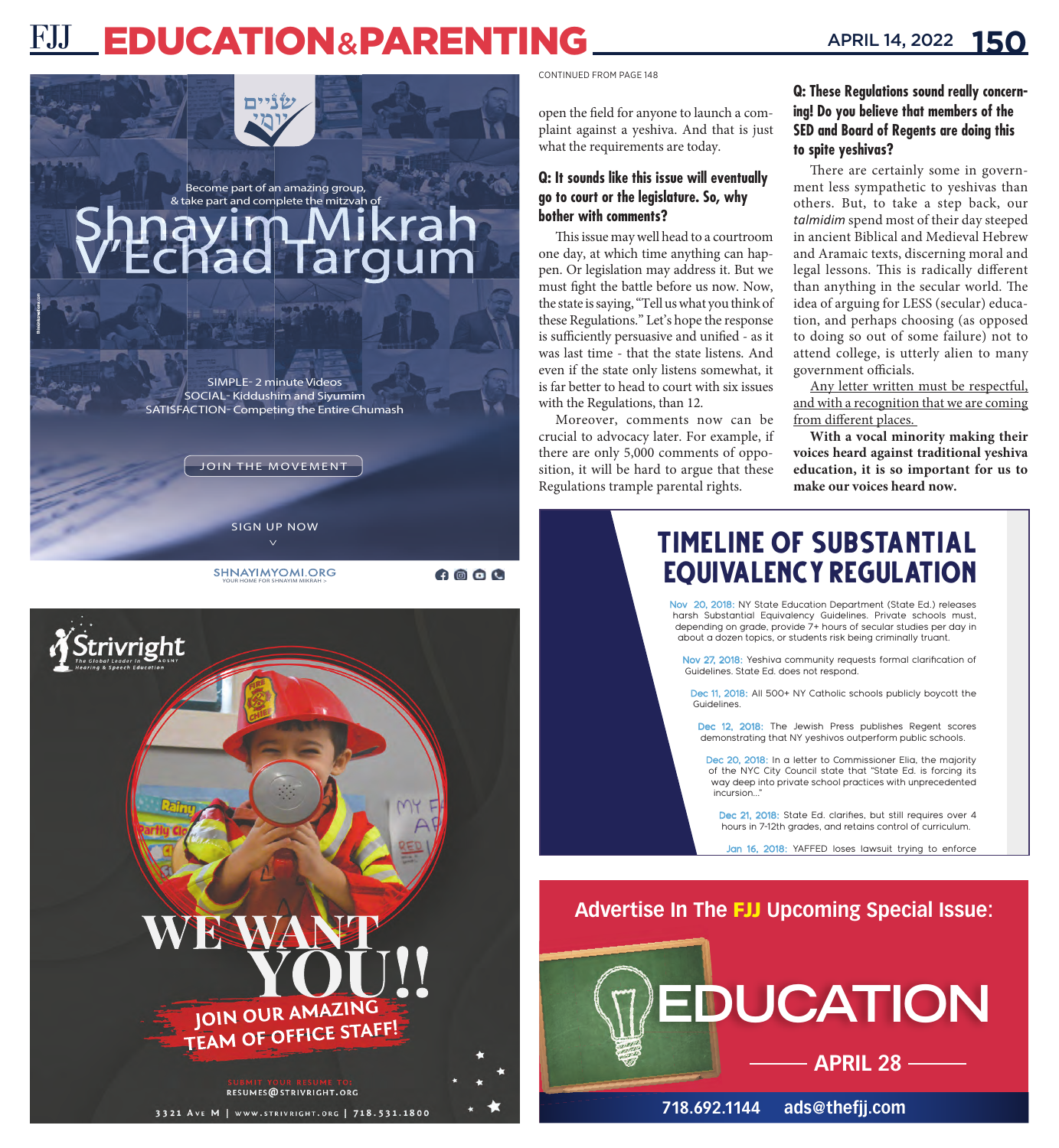CONTINUED FROM PAGE 148

open the field for anyone to launch a complaint against a yeshiva. And that is just what the requirements are today.

### Q: It sounds like this issue will eventually go to court or the legislature. So, why bother with comments?

This issue may well head to a courtroom one day, at which time anything can happen. Or legislation may address it. But we must fight the battle before us now. Now, the state is saying, "Tell us what you think of these Regulations." Let's hope the response is sufficiently persuasive and unified - as it was last time - that the state listens. And even if the state only listens somewhat, it is far better to head to court with six issues with the Regulations, than 12.

Moreover, comments now can be crucial to advocacy later. For example, if there are only 5,000 comments of opposition, it will be hard to argue that these Regulations trample parental rights.

### Q: These Regulations sound really concerning! Do you believe that members of the SED and Board of Regents are doing this to spite yeshivas?

There are certainly some in government less sympathetic to yeshivas than others. But, to take a step back, our *talmidim* spend most of their day steeped in ancient Biblical and Medieval Hebrew and Aramaic texts, discerning moral and legal lessons. This is radically different than anything in the secular world. The idea of arguing for LESS (secular) education, and perhaps choosing (as opposed to doing so out of some failure) not to attend college, is utterly alien to many government officials.

Any letter written must be respectful, and with a recognition that we are coming from different places.

**With a vocal minority making their voices heard against traditional yeshiva education, it is so important for us to make our voices heard now.**

## TIMELINE OF SUBSTANTIAL EQUIVALENCY REGULATION

Nov 20, 2018: NY State Education Department (State Ed.) releases harsh Substantial Equivalency Guidelines. Private schools must, depending on grade, provide 7+ hours of secular studies per day in about a dozen topics, or students risk being criminally truant.

Nov 27, 2018: Yeshiva community requests formal clarification of Guidelines. State Ed. does not respond.

Dec 11, 2018: All 500+ NY Catholic schools publicly boycott the Guidelines.

Dec 12, 2018: The Jewish Press publishes Regent scores demonstrating that NY yeshivos outperform public schools.

Dec 20, 2018: In a letter to Commissioner Elia, the majority of the NYC City Council state that "State Ed. is forcing its way deep into private school practices with unprecedented incursion..."

Dec 21, 2018: State Ed. clarifies, but still requires over 4 hours in 7-12th grades, and retains control of curriculum.

Jan 16, 2018: YAFFED loses lawsuit trying to enforce

---

שְׁנַיִם יוֹמִי

Become part of an amazing group, & take part and complete the mitzvah of

Shnayim Mikrah V'Echad Targum

SIMPLE- 2 minute Videos
SOCIAL- Kiddushim and Siyumim
SATISFACTION- Competing the Entire Chumash

JOIN THE MOVEMENT

SIGN UP NOW

SHNAYIMYOMI.ORG
YOUR HOME FOR SHNAYIM MIKRAH >

---

Strivright
The Global Leader in Hearing & Speech Education

WE WANT YOU!!

JOIN OUR AMAZING TEAM OF OFFICE STAFF!

SUBMIT YOUR RESUME TO:
RESUMES@STRIVRIGHT.ORG

3321 Ave M | www.strivright.org | 718.531.1800

---

Advertise In The FJJ Upcoming Special Issue:

EDUCATION

APRIL 28

718.692.1144 ads@thefjj.com